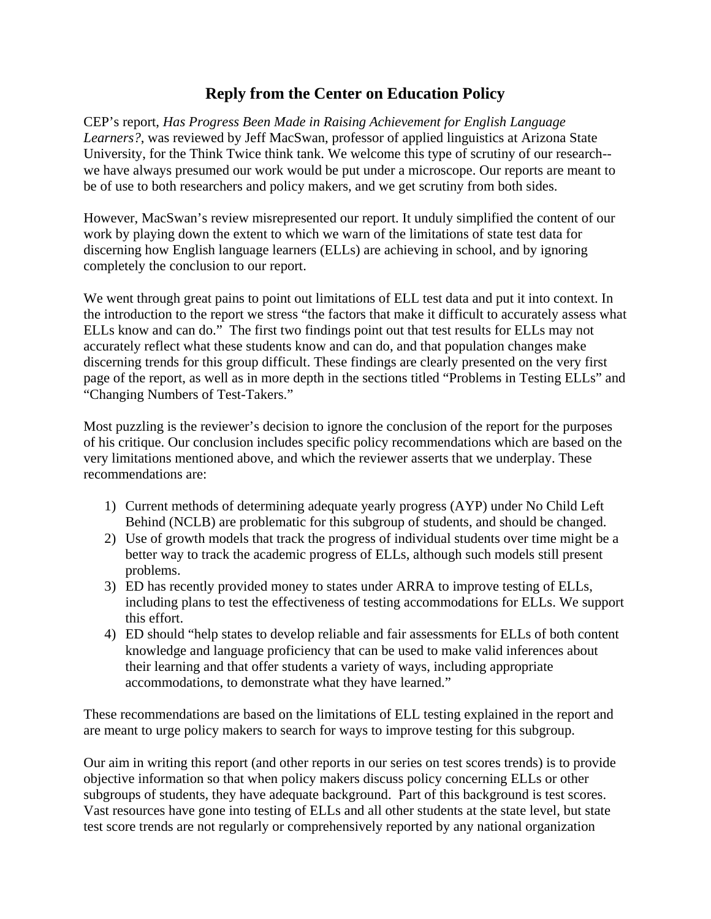# Reply from the Center on Education Policy

CEP's report, *Has Progress Been Made in Raising Achievement for English Language Learners?*, was reviewed by Jeff MacSwan, professor of applied linguistics at Arizona State University, for the Think Twice think tank. We welcome this type of scrutiny of our research--we have always presumed our work would be put under a microscope. Our reports are meant to be of use to both researchers and policy makers, and we get scrutiny from both sides.

However, MacSwan's review misrepresented our report. It unduly simplified the content of our work by playing down the extent to which we warn of the limitations of state test data for discerning how English language learners (ELLs) are achieving in school, and by ignoring completely the conclusion to our report.

We went through great pains to point out limitations of ELL test data and put it into context. In the introduction to the report we stress "the factors that make it difficult to accurately assess what ELLs know and can do." The first two findings point out that test results for ELLs may not accurately reflect what these students know and can do, and that population changes make discerning trends for this group difficult. These findings are clearly presented on the very first page of the report, as well as in more depth in the sections titled "Problems in Testing ELLs" and "Changing Numbers of Test-Takers."

Most puzzling is the reviewer's decision to ignore the conclusion of the report for the purposes of his critique. Our conclusion includes specific policy recommendations which are based on the very limitations mentioned above, and which the reviewer asserts that we underplay. These recommendations are:

1) Current methods of determining adequate yearly progress (AYP) under No Child Left Behind (NCLB) are problematic for this subgroup of students, and should be changed.
2) Use of growth models that track the progress of individual students over time might be a better way to track the academic progress of ELLs, although such models still present problems.
3) ED has recently provided money to states under ARRA to improve testing of ELLs, including plans to test the effectiveness of testing accommodations for ELLs. We support this effort.
4) ED should "help states to develop reliable and fair assessments for ELLs of both content knowledge and language proficiency that can be used to make valid inferences about their learning and that offer students a variety of ways, including appropriate accommodations, to demonstrate what they have learned."

These recommendations are based on the limitations of ELL testing explained in the report and are meant to urge policy makers to search for ways to improve testing for this subgroup.

Our aim in writing this report (and other reports in our series on test scores trends) is to provide objective information so that when policy makers discuss policy concerning ELLs or other subgroups of students, they have adequate background. Part of this background is test scores. Vast resources have gone into testing of ELLs and all other students at the state level, but state test score trends are not regularly or comprehensively reported by any national organization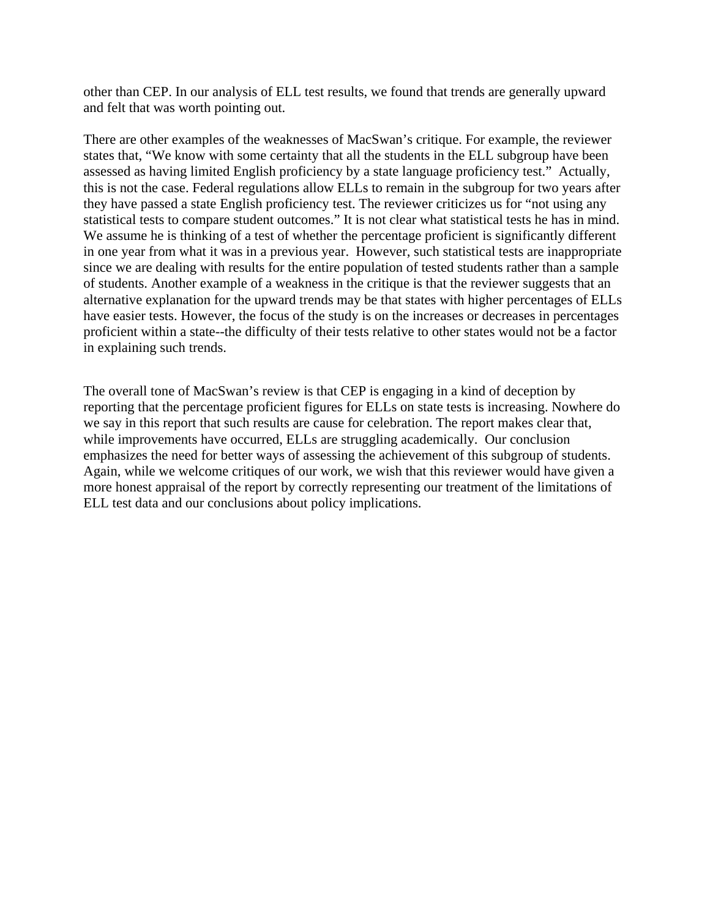other than CEP. In our analysis of ELL test results, we found that trends are generally upward and felt that was worth pointing out.

There are other examples of the weaknesses of MacSwan's critique. For example, the reviewer states that, "We know with some certainty that all the students in the ELL subgroup have been assessed as having limited English proficiency by a state language proficiency test." Actually, this is not the case. Federal regulations allow ELLs to remain in the subgroup for two years after they have passed a state English proficiency test. The reviewer criticizes us for "not using any statistical tests to compare student outcomes." It is not clear what statistical tests he has in mind. We assume he is thinking of a test of whether the percentage proficient is significantly different in one year from what it was in a previous year. However, such statistical tests are inappropriate since we are dealing with results for the entire population of tested students rather than a sample of students. Another example of a weakness in the critique is that the reviewer suggests that an alternative explanation for the upward trends may be that states with higher percentages of ELLs have easier tests. However, the focus of the study is on the increases or decreases in percentages proficient within a state--the difficulty of their tests relative to other states would not be a factor in explaining such trends.

The overall tone of MacSwan's review is that CEP is engaging in a kind of deception by reporting that the percentage proficient figures for ELLs on state tests is increasing. Nowhere do we say in this report that such results are cause for celebration. The report makes clear that, while improvements have occurred, ELLs are struggling academically. Our conclusion emphasizes the need for better ways of assessing the achievement of this subgroup of students. Again, while we welcome critiques of our work, we wish that this reviewer would have given a more honest appraisal of the report by correctly representing our treatment of the limitations of ELL test data and our conclusions about policy implications.